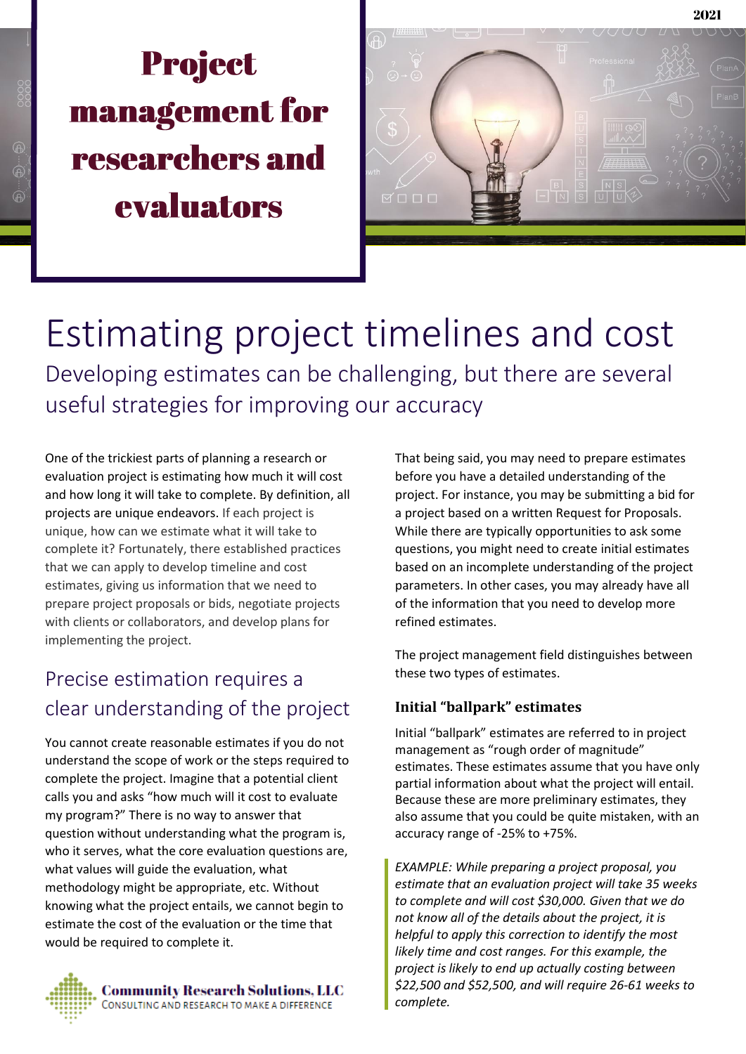# Project management for researchers and evaluators

2021

# Estimating project timelines and cost

## Developing estimates can be challenging, but there are several useful strategies for improving our accuracy

One of the trickiest parts of planning a research or evaluation project is estimating how much it will cost and how long it will take to complete. By definition, all projects are unique endeavors. If each project is unique, how can we estimate what it will take to complete it? Fortunately, there established practices that we can apply to develop timeline and cost estimates, giving us information that we need to prepare project proposals or bids, negotiate projects with clients or collaborators, and develop plans for implementing the project.

## Precise estimation requires a clear understanding of the project

You cannot create reasonable estimates if you do not understand the scope of work or the steps required to complete the project. Imagine that a potential client calls you and asks "how much will it cost to evaluate my program?" There is no way to answer that question without understanding what the program is, who it serves, what the core evaluation questions are, what values will guide the evaluation, what methodology might be appropriate, etc. Without knowing what the project entails, we cannot begin to estimate the cost of the evaluation or the time that would be required to complete it.

That being said, you may need to prepare estimates before you have a detailed understanding of the project. For instance, you may be submitting a bid for a project based on a written Request for Proposals. While there are typically opportunities to ask some questions, you might need to create initial estimates based on an incomplete understanding of the project parameters. In other cases, you may already have all of the information that you need to develop more refined estimates.

The project management field distinguishes between these two types of estimates.

### Initial "ballpark" estimates

Initial "ballpark" estimates are referred to in project management as "rough order of magnitude" estimates. These estimates assume that you have only partial information about what the project will entail. Because these are more preliminary estimates, they also assume that you could be quite mistaken, with an accuracy range of -25% to +75%.

> *EXAMPLE: While preparing a project proposal, you estimate that an evaluation project will take 35 weeks to complete and will cost $30,000. Given that we do not know all of the details about the project, it is helpful to apply this correction to identify the most likely time and cost ranges. For this example, the project is likely to end up actually costing between $22,500 and $52,500, and will require 26-61 weeks to complete.*

**Community Research Solutions, LLC**
CONSULTING AND RESEARCH TO MAKE A DIFFERENCE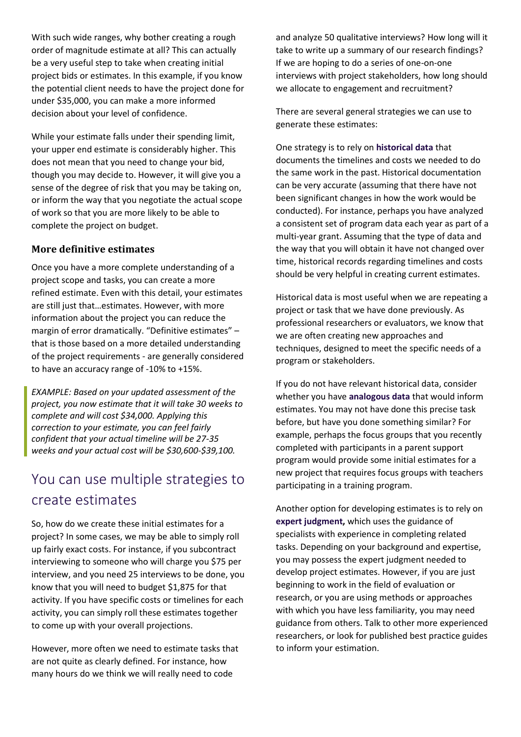With such wide ranges, why bother creating a rough order of magnitude estimate at all? This can actually be a very useful step to take when creating initial project bids or estimates. In this example, if you know the potential client needs to have the project done for under $35,000, you can make a more informed decision about your level of confidence.

While your estimate falls under their spending limit, your upper end estimate is considerably higher. This does not mean that you need to change your bid, though you may decide to. However, it will give you a sense of the degree of risk that you may be taking on, or inform the way that you negotiate the actual scope of work so that you are more likely to be able to complete the project on budget.

### More definitive estimates

Once you have a more complete understanding of a project scope and tasks, you can create a more refined estimate. Even with this detail, your estimates are still just that…estimates. However, with more information about the project you can reduce the margin of error dramatically. "Definitive estimates" – that is those based on a more detailed understanding of the project requirements - are generally considered to have an accuracy range of -10% to +15%.

> *EXAMPLE: Based on your updated assessment of the project, you now estimate that it will take 30 weeks to complete and will cost $34,000. Applying this correction to your estimate, you can feel fairly confident that your actual timeline will be 27-35 weeks and your actual cost will be $30,600-$39,100.*

## You can use multiple strategies to create estimates

So, how do we create these initial estimates for a project? In some cases, we may be able to simply roll up fairly exact costs. For instance, if you subcontract interviewing to someone who will charge you $75 per interview, and you need 25 interviews to be done, you know that you will need to budget $1,875 for that activity. If you have specific costs or timelines for each activity, you can simply roll these estimates together to come up with your overall projections.

However, more often we need to estimate tasks that are not quite as clearly defined. For instance, how many hours do we think we will really need to code and analyze 50 qualitative interviews? How long will it take to write up a summary of our research findings? If we are hoping to do a series of one-on-one interviews with project stakeholders, how long should we allocate to engagement and recruitment?

There are several general strategies we can use to generate these estimates:

One strategy is to rely on **historical data** that documents the timelines and costs we needed to do the same work in the past. Historical documentation can be very accurate (assuming that there have not been significant changes in how the work would be conducted). For instance, perhaps you have analyzed a consistent set of program data each year as part of a multi-year grant. Assuming that the type of data and the way that you will obtain it have not changed over time, historical records regarding timelines and costs should be very helpful in creating current estimates.

Historical data is most useful when we are repeating a project or task that we have done previously. As professional researchers or evaluators, we know that we are often creating new approaches and techniques, designed to meet the specific needs of a program or stakeholders.

If you do not have relevant historical data, consider whether you have **analogous data** that would inform estimates. You may not have done this precise task before, but have you done something similar? For example, perhaps the focus groups that you recently completed with participants in a parent support program would provide some initial estimates for a new project that requires focus groups with teachers participating in a training program.

Another option for developing estimates is to rely on **expert judgment,** which uses the guidance of specialists with experience in completing related tasks. Depending on your background and expertise, you may possess the expert judgment needed to develop project estimates. However, if you are just beginning to work in the field of evaluation or research, or you are using methods or approaches with which you have less familiarity, you may need guidance from others. Talk to other more experienced researchers, or look for published best practice guides to inform your estimation.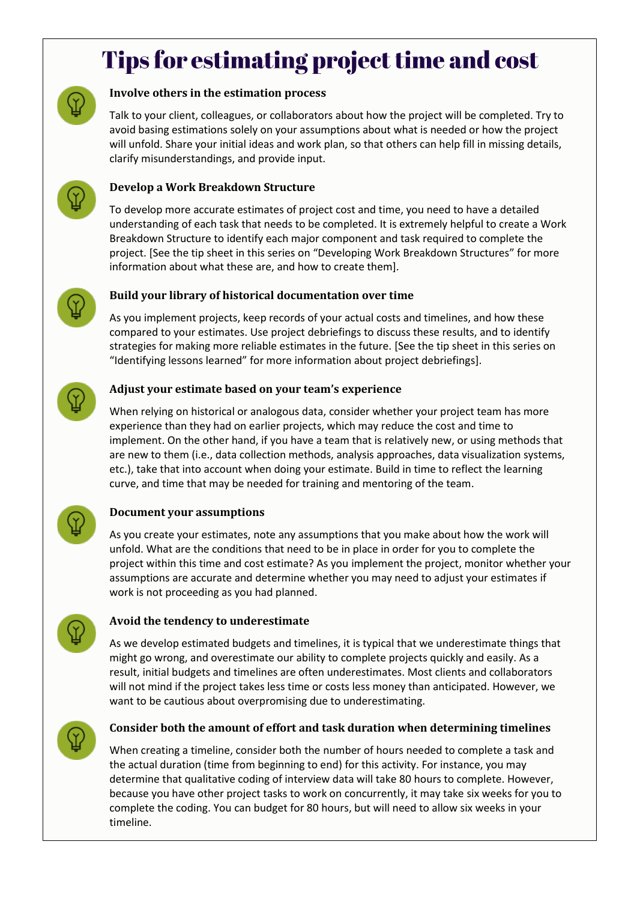# Tips for estimating project time and cost

### Involve others in the estimation process

Talk to your client, colleagues, or collaborators about how the project will be completed. Try to avoid basing estimations solely on your assumptions about what is needed or how the project will unfold. Share your initial ideas and work plan, so that others can help fill in missing details, clarify misunderstandings, and provide input.

### Develop a Work Breakdown Structure

To develop more accurate estimates of project cost and time, you need to have a detailed understanding of each task that needs to be completed. It is extremely helpful to create a Work Breakdown Structure to identify each major component and task required to complete the project. [See the tip sheet in this series on "Developing Work Breakdown Structures" for more information about what these are, and how to create them].

### Build your library of historical documentation over time

As you implement projects, keep records of your actual costs and timelines, and how these compared to your estimates. Use project debriefings to discuss these results, and to identify strategies for making more reliable estimates in the future. [See the tip sheet in this series on "Identifying lessons learned" for more information about project debriefings].

### Adjust your estimate based on your team's experience

When relying on historical or analogous data, consider whether your project team has more experience than they had on earlier projects, which may reduce the cost and time to implement. On the other hand, if you have a team that is relatively new, or using methods that are new to them (i.e., data collection methods, analysis approaches, data visualization systems, etc.), take that into account when doing your estimate. Build in time to reflect the learning curve, and time that may be needed for training and mentoring of the team.

### Document your assumptions

As you create your estimates, note any assumptions that you make about how the work will unfold. What are the conditions that need to be in place in order for you to complete the project within this time and cost estimate? As you implement the project, monitor whether your assumptions are accurate and determine whether you may need to adjust your estimates if work is not proceeding as you had planned.

### Avoid the tendency to underestimate

As we develop estimated budgets and timelines, it is typical that we underestimate things that might go wrong, and overestimate our ability to complete projects quickly and easily. As a result, initial budgets and timelines are often underestimates. Most clients and collaborators will not mind if the project takes less time or costs less money than anticipated. However, we want to be cautious about overpromising due to underestimating.

### Consider both the amount of effort and task duration when determining timelines

When creating a timeline, consider both the number of hours needed to complete a task and the actual duration (time from beginning to end) for this activity. For instance, you may determine that qualitative coding of interview data will take 80 hours to complete. However, because you have other project tasks to work on concurrently, it may take six weeks for you to complete the coding. You can budget for 80 hours, but will need to allow six weeks in your timeline.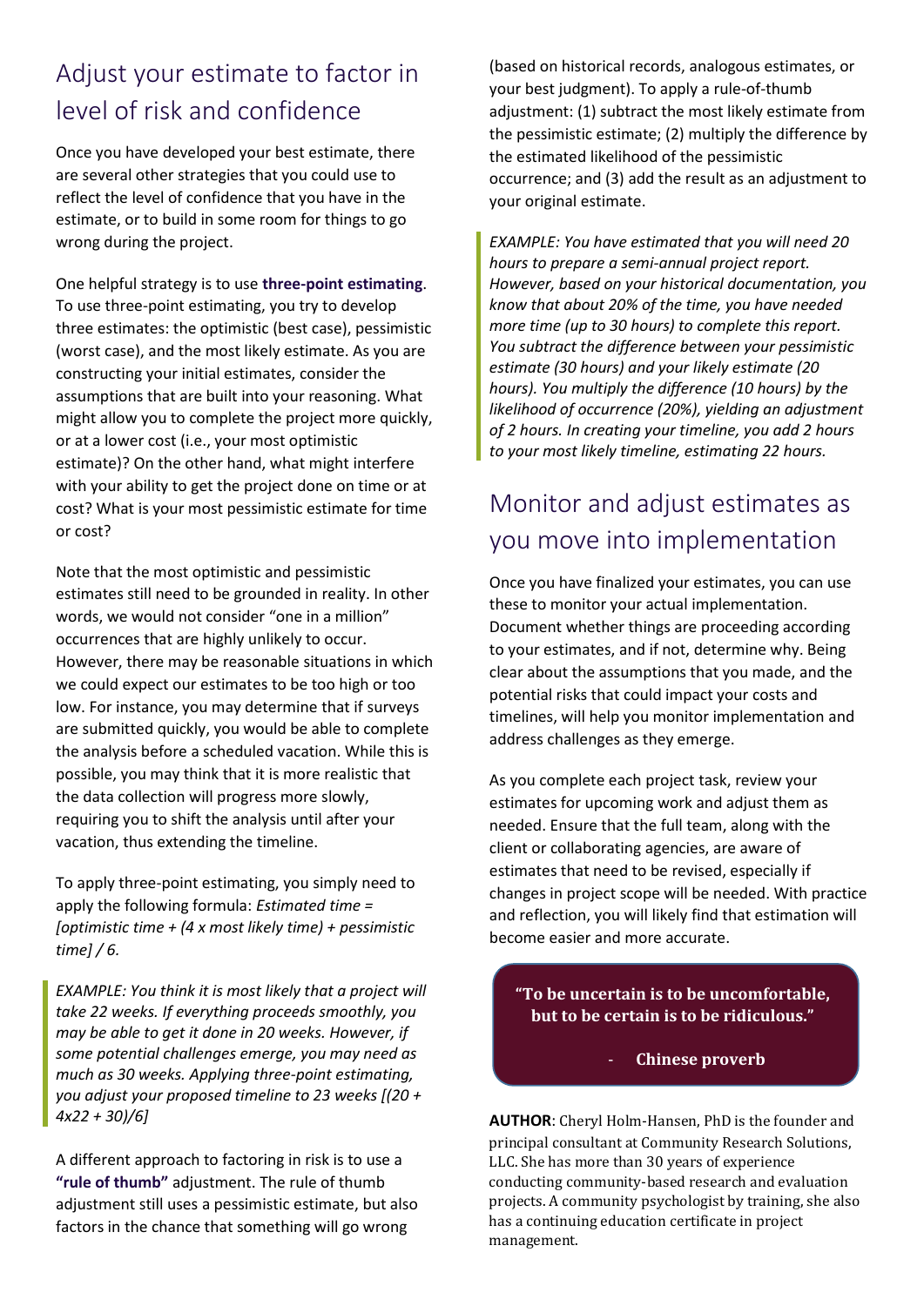## Adjust your estimate to factor in level of risk and confidence

Once you have developed your best estimate, there are several other strategies that you could use to reflect the level of confidence that you have in the estimate, or to build in some room for things to go wrong during the project.

One helpful strategy is to use **three-point estimating**. To use three-point estimating, you try to develop three estimates: the optimistic (best case), pessimistic (worst case), and the most likely estimate. As you are constructing your initial estimates, consider the assumptions that are built into your reasoning. What might allow you to complete the project more quickly, or at a lower cost (i.e., your most optimistic estimate)? On the other hand, what might interfere with your ability to get the project done on time or at cost? What is your most pessimistic estimate for time or cost?

Note that the most optimistic and pessimistic estimates still need to be grounded in reality. In other words, we would not consider "one in a million" occurrences that are highly unlikely to occur. However, there may be reasonable situations in which we could expect our estimates to be too high or too low. For instance, you may determine that if surveys are submitted quickly, you would be able to complete the analysis before a scheduled vacation. While this is possible, you may think that it is more realistic that the data collection will progress more slowly, requiring you to shift the analysis until after your vacation, thus extending the timeline.

To apply three-point estimating, you simply need to apply the following formula: *Estimated time = [optimistic time + (4 x most likely time) + pessimistic time] / 6.*

> *EXAMPLE: You think it is most likely that a project will take 22 weeks. If everything proceeds smoothly, you may be able to get it done in 20 weeks. However, if some potential challenges emerge, you may need as much as 30 weeks. Applying three-point estimating, you adjust your proposed timeline to 23 weeks [(20 + 4x22 + 30)/6]*

A different approach to factoring in risk is to use a **"rule of thumb"** adjustment. The rule of thumb adjustment still uses a pessimistic estimate, but also factors in the chance that something will go wrong (based on historical records, analogous estimates, or your best judgment). To apply a rule-of-thumb adjustment: (1) subtract the most likely estimate from the pessimistic estimate; (2) multiply the difference by the estimated likelihood of the pessimistic occurrence; and (3) add the result as an adjustment to your original estimate.

> *EXAMPLE: You have estimated that you will need 20 hours to prepare a semi-annual project report. However, based on your historical documentation, you know that about 20% of the time, you have needed more time (up to 30 hours) to complete this report. You subtract the difference between your pessimistic estimate (30 hours) and your likely estimate (20 hours). You multiply the difference (10 hours) by the likelihood of occurrence (20%), yielding an adjustment of 2 hours. In creating your timeline, you add 2 hours to your most likely timeline, estimating 22 hours.*

## Monitor and adjust estimates as you move into implementation

Once you have finalized your estimates, you can use these to monitor your actual implementation. Document whether things are proceeding according to your estimates, and if not, determine why. Being clear about the assumptions that you made, and the potential risks that could impact your costs and timelines, will help you monitor implementation and address challenges as they emerge.

As you complete each project task, review your estimates for upcoming work and adjust them as needed. Ensure that the full team, along with the client or collaborating agencies, are aware of estimates that need to be revised, especially if changes in project scope will be needed. With practice and reflection, you will likely find that estimation will become easier and more accurate.

> **"To be uncertain is to be uncomfortable, but to be certain is to be ridiculous."**
>
> **- Chinese proverb**

**AUTHOR**: Cheryl Holm-Hansen, PhD is the founder and principal consultant at Community Research Solutions, LLC. She has more than 30 years of experience conducting community-based research and evaluation projects. A community psychologist by training, she also has a continuing education certificate in project management.